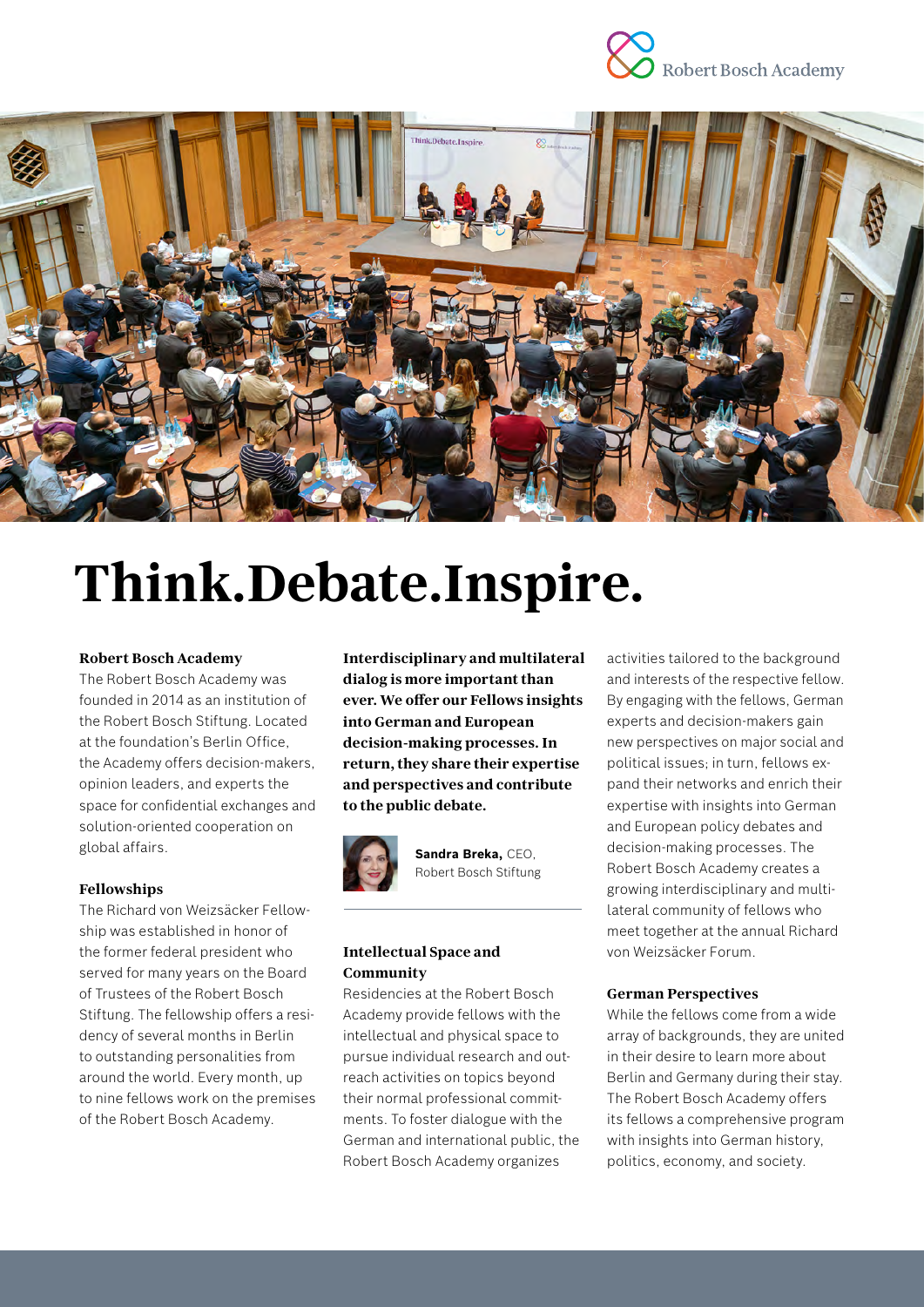Robert Bosch Academy

# Think.Debate.Inspire.

### Robert Bosch Academy

The Robert Bosch Academy was founded in 2014 as an institution of the Robert Bosch Stiftung. Located at the foundation's Berlin Office, the Academy offers decision-makers, opinion leaders, and experts the space for confidential exchanges and solution-oriented cooperation on global affairs.

### Fellowships

The Richard von Weizsäcker Fellowship was established in honor of the former federal president who served for many years on the Board of Trustees of the Robert Bosch Stiftung. The fellowship offers a residency of several months in Berlin to outstanding personalities from around the world. Every month, up to nine fellows work on the premises of the Robert Bosch Academy.

**Interdisciplinary and multilateral dialog is more important than ever. We offer our Fellows insights into German and European decision-making processes. In return, they share their expertise and perspectives and contribute to the public debate.**

**Sandra Breka,** CEO, Robert Bosch Stiftung

### Intellectual Space and Community

Residencies at the Robert Bosch Academy provide fellows with the intellectual and physical space to pursue individual research and outreach activities on topics beyond their normal professional commitments. To foster dialogue with the German and international public, the Robert Bosch Academy organizes activities tailored to the background and interests of the respective fellow. By engaging with the fellows, German experts and decision-makers gain new perspectives on major social and political issues; in turn, fellows expand their networks and enrich their expertise with insights into German and European policy debates and decision-making processes. The Robert Bosch Academy creates a growing interdisciplinary and multilateral community of fellows who meet together at the annual Richard von Weizsäcker Forum.

### German Perspectives

While the fellows come from a wide array of backgrounds, they are united in their desire to learn more about Berlin and Germany during their stay. The Robert Bosch Academy offers its fellows a comprehensive program with insights into German history, politics, economy, and society.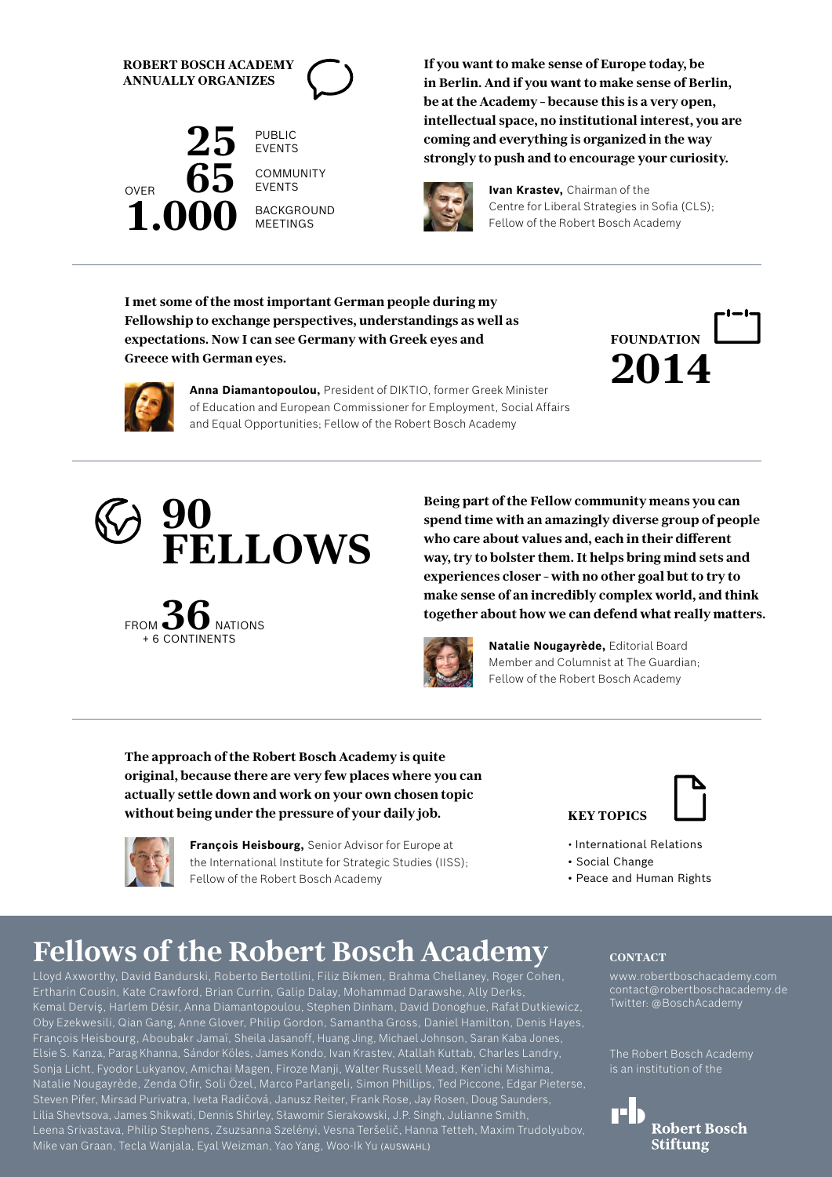**ROBERT BOSCH ACADEMY ANNUALLY ORGANIZES**

**25** PUBLIC EVENTS
**65** COMMUNITY EVENTS
OVER **1.000** BACKGROUND MEETINGS

**If you want to make sense of Europe today, be in Berlin. And if you want to make sense of Berlin, be at the Academy – because this is a very open, intellectual space, no institutional interest, you are coming and everything is organized in the way strongly to push and to encourage your curiosity.**

**Ivan Krastev,** Chairman of the Centre for Liberal Strategies in Sofia (CLS); Fellow of the Robert Bosch Academy

---

**I met some of the most important German people during my Fellowship to exchange perspectives, understandings as well as expectations. Now I can see Germany with Greek eyes and Greece with German eyes.**

**Anna Diamantopoulou,** President of DIKTIO, former Greek Minister of Education and European Commissioner for Employment, Social Affairs and Equal Opportunities; Fellow of the Robert Bosch Academy

**FOUNDATION**
**2014**

---

**90 FELLOWS**

FROM **36** NATIONS
+ 6 CONTINENTS

**Being part of the Fellow community means you can spend time with an amazingly diverse group of people who care about values and, each in their different way, try to bolster them. It helps bring mind sets and experiences closer – with no other goal but to try to make sense of an incredibly complex world, and think together about how we can defend what really matters.**

**Natalie Nougayrède,** Editorial Board Member and Columnist at The Guardian; Fellow of the Robert Bosch Academy

---

**The approach of the Robert Bosch Academy is quite original, because there are very few places where you can actually settle down and work on your own chosen topic without being under the pressure of your daily job.**

**François Heisbourg,** Senior Advisor for Europe at the International Institute for Strategic Studies (IISS); Fellow of the Robert Bosch Academy

**KEY TOPICS**

- International Relations
- Social Change
- Peace and Human Rights

# Fellows of the Robert Bosch Academy

Lloyd Axworthy, David Bandurski, Roberto Bertollini, Filiz Bikmen, Brahma Chellaney, Roger Cohen, Ertharin Cousin, Kate Crawford, Brian Currin, Galip Dalay, Mohammad Darawshe, Ally Derks, Kemal Derviş, Harlem Désir, Anna Diamantopoulou, Stephen Dinham, David Donoghue, Rafał Dutkiewicz, Oby Ezekwesili, Qian Gang, Anne Glover, Philip Gordon, Samantha Gross, Daniel Hamilton, Denis Hayes, François Heisbourg, Aboubakr Jamai, Sheila Jasanoff, Huang Jing, Michael Johnson, Saran Kaba Jones, Elsie S. Kanza, Parag Khanna, Sándor Köles, James Kondo, Ivan Krastev, Atallah Kuttab, Charles Landry, Sonja Licht, Fyodor Lukyanov, Amichai Magen, Firoze Manji, Walter Russell Mead, Ken'ichi Mishima, Natalie Nougayrède, Zenda Ofir, Soli Özel, Marco Parlangeli, Simon Phillips, Ted Piccone, Edgar Pieterse, Steven Pifer, Mirsad Purivatra, Iveta Radičová, Janusz Reiter, Frank Rose, Jay Rosen, Doug Saunders, Lilia Shevtsova, James Shikwati, Dennis Shirley, Sławomir Sierakowski, J.P. Singh, Julianne Smith, Leena Srivastava, Philip Stephens, Zsuzsanna Szelényi, Vesna Teršelič, Hanna Tetteh, Maxim Trudolyubov, Mike van Graan, Tecla Wanjala, Eyal Weizman, Yao Yang, Woo-Ik Yu (AUSWAHL)

**CONTACT**

www.robertboschacademy.com
contact@robertboschacademy.de
Twitter: @BoschAcademy

The Robert Bosch Academy is an institution of the

**Robert Bosch Stiftung**